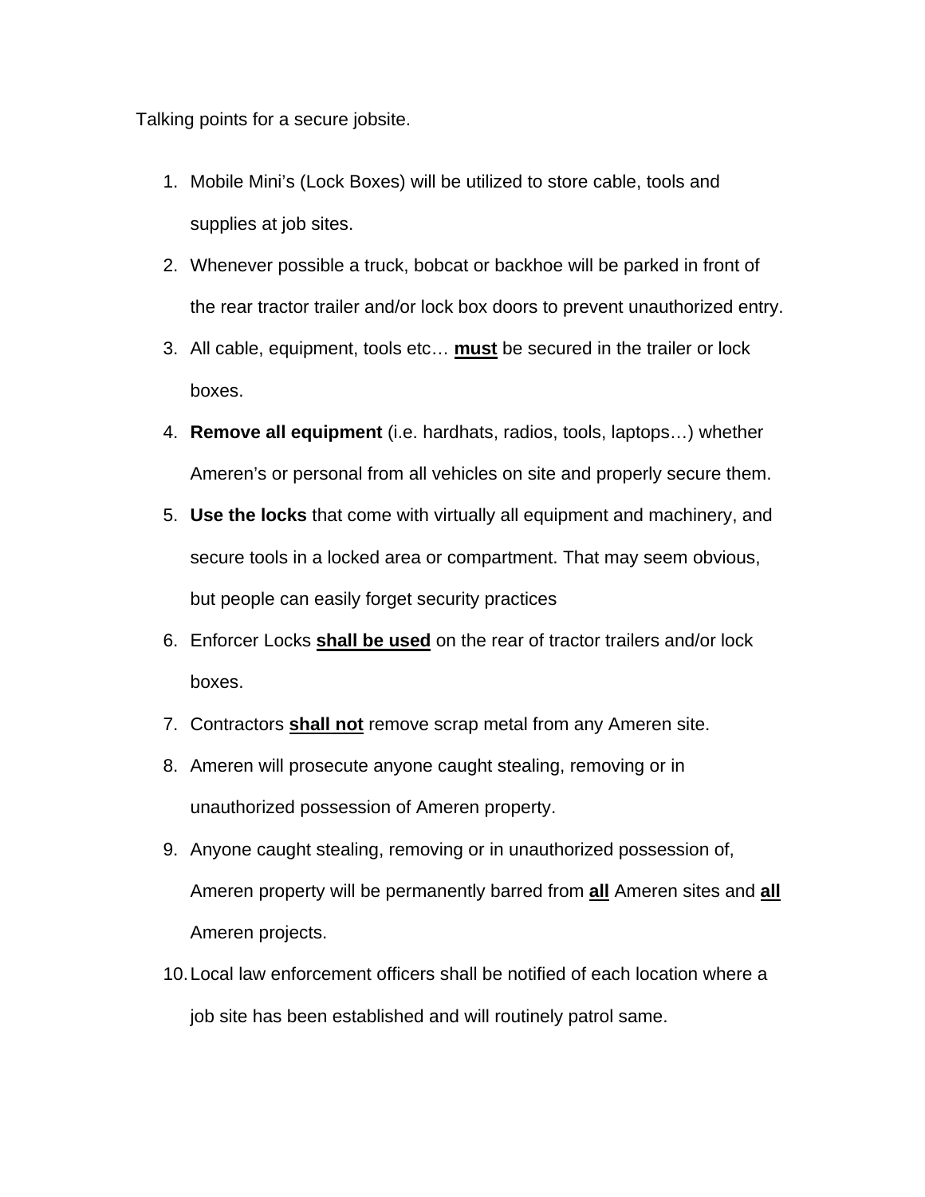Talking points for a secure jobsite.

1. Mobile Mini's (Lock Boxes) will be utilized to store cable, tools and supplies at job sites.
2. Whenever possible a truck, bobcat or backhoe will be parked in front of the rear tractor trailer and/or lock box doors to prevent unauthorized entry.
3. All cable, equipment, tools etc… <u>**must**</u> be secured in the trailer or lock boxes.
4. **Remove all equipment** (i.e. hardhats, radios, tools, laptops…) whether Ameren's or personal from all vehicles on site and properly secure them.
5. **Use the locks** that come with virtually all equipment and machinery, and secure tools in a locked area or compartment. That may seem obvious, but people can easily forget security practices
6. Enforcer Locks <u>**shall be used**</u> on the rear of tractor trailers and/or lock boxes.
7. Contractors <u>**shall not**</u> remove scrap metal from any Ameren site.
8. Ameren will prosecute anyone caught stealing, removing or in unauthorized possession of Ameren property.
9. Anyone caught stealing, removing or in unauthorized possession of, Ameren property will be permanently barred from <u>**all**</u> Ameren sites and <u>**all**</u> Ameren projects.
10. Local law enforcement officers shall be notified of each location where a job site has been established and will routinely patrol same.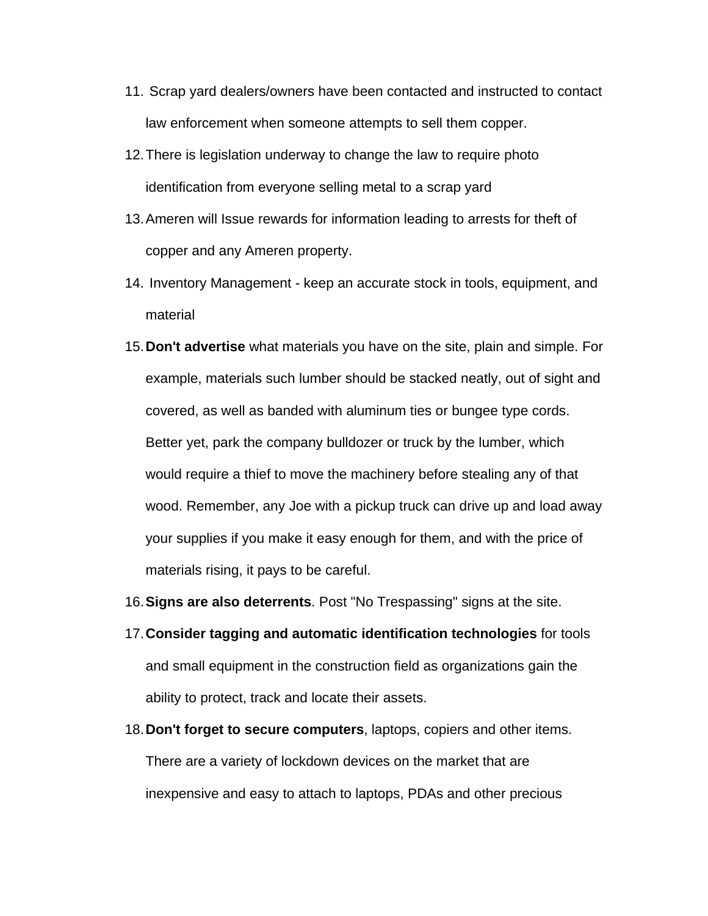11. Scrap yard dealers/owners have been contacted and instructed to contact law enforcement when someone attempts to sell them copper.
12. There is legislation underway to change the law to require photo identification from everyone selling metal to a scrap yard
13. Ameren will Issue rewards for information leading to arrests for theft of copper and any Ameren property.
14. Inventory Management - keep an accurate stock in tools, equipment, and material
15. **Don't advertise** what materials you have on the site, plain and simple. For example, materials such lumber should be stacked neatly, out of sight and covered, as well as banded with aluminum ties or bungee type cords. Better yet, park the company bulldozer or truck by the lumber, which would require a thief to move the machinery before stealing any of that wood. Remember, any Joe with a pickup truck can drive up and load away your supplies if you make it easy enough for them, and with the price of materials rising, it pays to be careful.
16. **Signs are also deterrents**. Post "No Trespassing" signs at the site.
17. **Consider tagging and automatic identification technologies** for tools and small equipment in the construction field as organizations gain the ability to protect, track and locate their assets.
18. **Don't forget to secure computers**, laptops, copiers and other items. There are a variety of lockdown devices on the market that are inexpensive and easy to attach to laptops, PDAs and other precious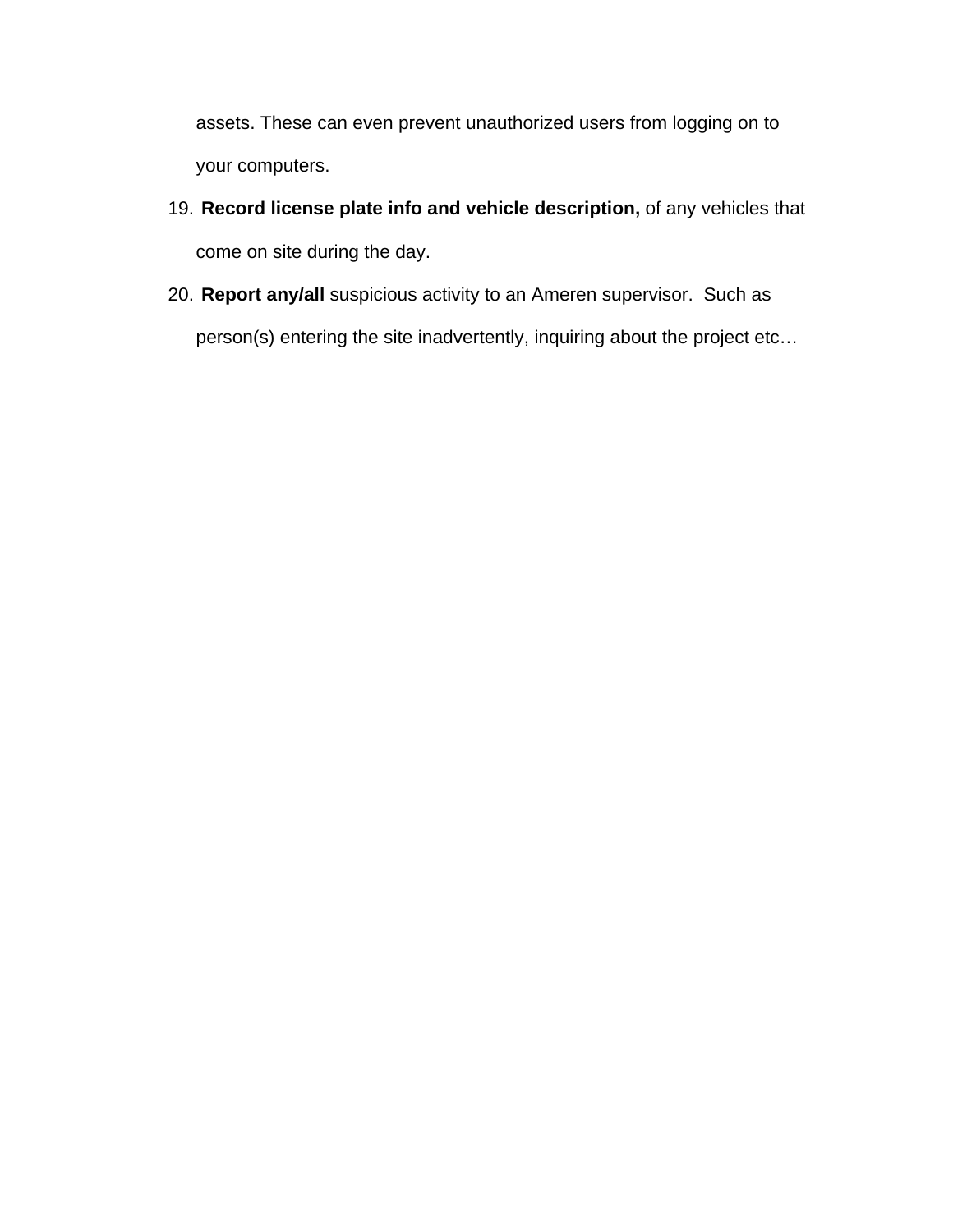assets. These can even prevent unauthorized users from logging on to your computers.

19. **Record license plate info and vehicle description,** of any vehicles that come on site during the day.
20. **Report any/all** suspicious activity to an Ameren supervisor. Such as person(s) entering the site inadvertently, inquiring about the project etc…